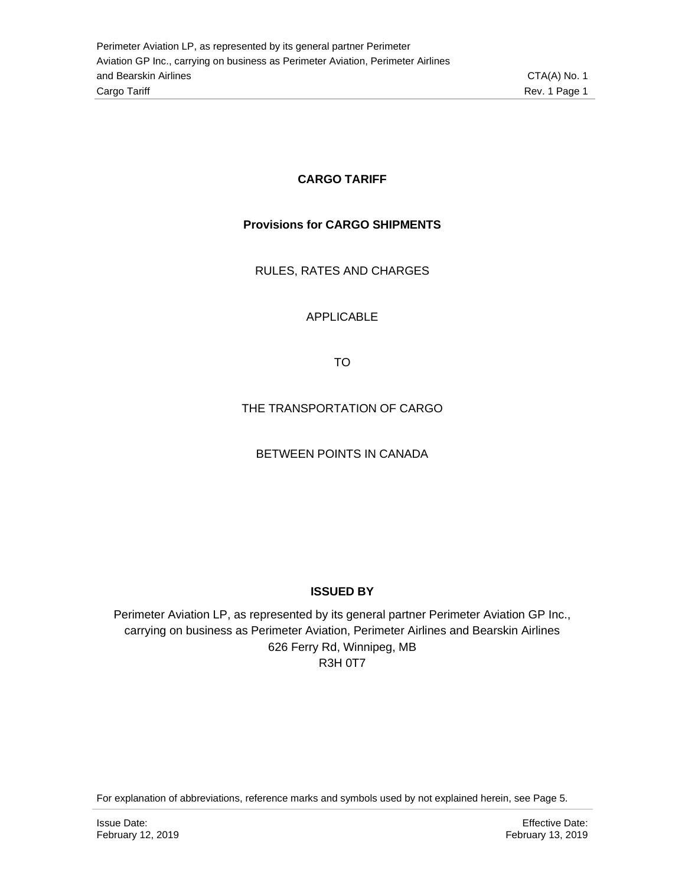# CARGO TARIFF

## Provisions for CARGO SHIPMENTS

RULES, RATES AND CHARGES

APPLICABLE

TO

THE TRANSPORTATION OF CARGO

BETWEEN POINTS IN CANADA

**ISSUED BY**

Perimeter Aviation LP, as represented by its general partner Perimeter Aviation GP Inc., carrying on business as Perimeter Aviation, Perimeter Airlines and Bearskin Airlines
626 Ferry Rd, Winnipeg, MB
R3H 0T7

For explanation of abbreviations, reference marks and symbols used by not explained herein, see Page 5.

Issue Date: February 12, 2019

Effective Date: February 13, 2019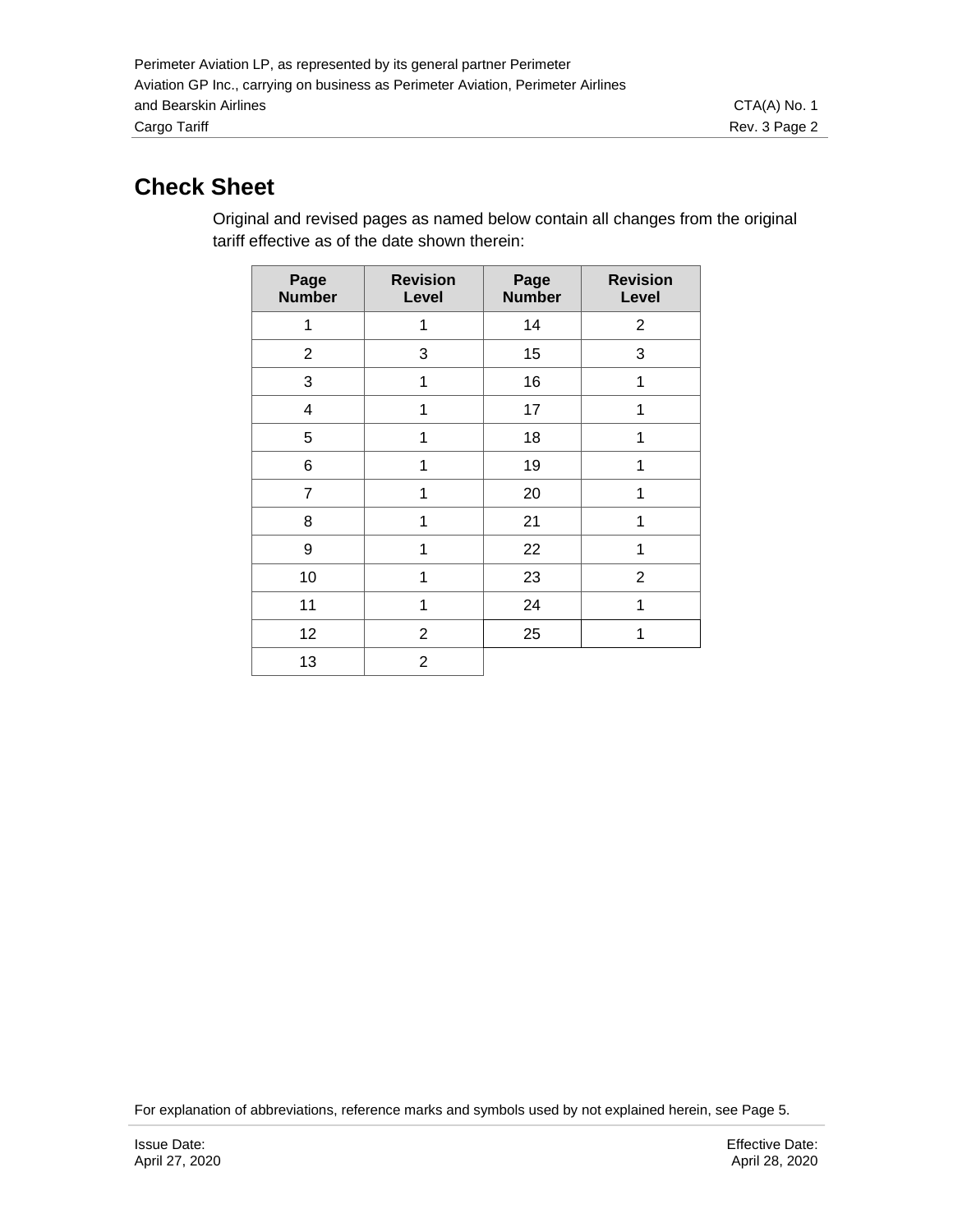# Check Sheet

Original and revised pages as named below contain all changes from the original tariff effective as of the date shown therein:

| Page Number | Revision Level | Page Number | Revision Level |
|---|---|---|---|
| 1 | 1 | 14 | 2 |
| 2 | 3 | 15 | 3 |
| 3 | 1 | 16 | 1 |
| 4 | 1 | 17 | 1 |
| 5 | 1 | 18 | 1 |
| 6 | 1 | 19 | 1 |
| 7 | 1 | 20 | 1 |
| 8 | 1 | 21 | 1 |
| 9 | 1 | 22 | 1 |
| 10 | 1 | 23 | 2 |
| 11 | 1 | 24 | 1 |
| 12 | 2 | 25 | 1 |
| 13 | 2 | | |

For explanation of abbreviations, reference marks and symbols used by not explained herein, see Page 5.

Issue Date:
April 27, 2020

Effective Date:
April 28, 2020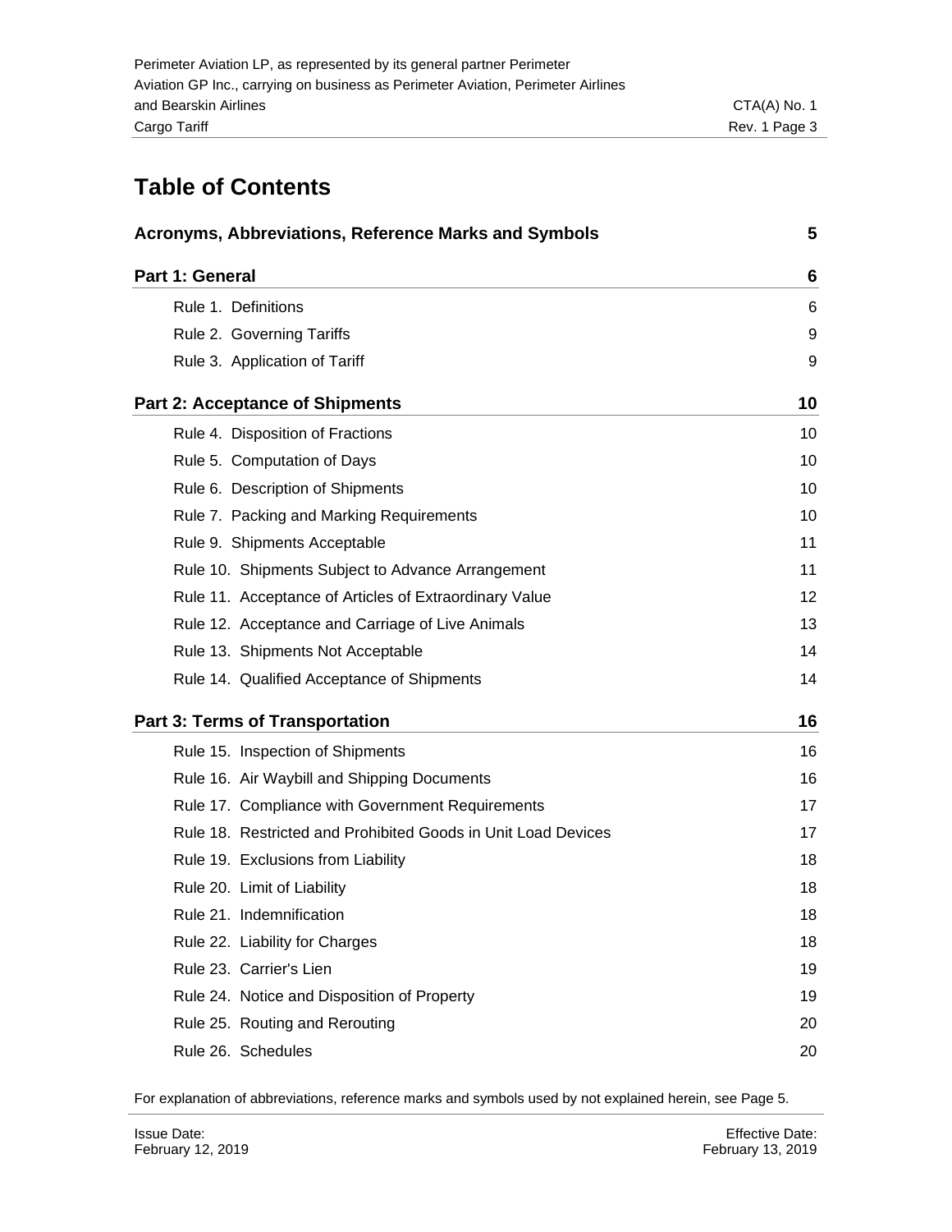# Table of Contents

| | |
|---|---|
| **Acronyms, Abbreviations, Reference Marks and Symbols** | **5** |
| **Part 1: General** | **6** |
| Rule 1. Definitions | 6 |
| Rule 2. Governing Tariffs | 9 |
| Rule 3. Application of Tariff | 9 |
| **Part 2: Acceptance of Shipments** | **10** |
| Rule 4. Disposition of Fractions | 10 |
| Rule 5. Computation of Days | 10 |
| Rule 6. Description of Shipments | 10 |
| Rule 7. Packing and Marking Requirements | 10 |
| Rule 9. Shipments Acceptable | 11 |
| Rule 10. Shipments Subject to Advance Arrangement | 11 |
| Rule 11. Acceptance of Articles of Extraordinary Value | 12 |
| Rule 12. Acceptance and Carriage of Live Animals | 13 |
| Rule 13. Shipments Not Acceptable | 14 |
| Rule 14. Qualified Acceptance of Shipments | 14 |
| **Part 3: Terms of Transportation** | **16** |
| Rule 15. Inspection of Shipments | 16 |
| Rule 16. Air Waybill and Shipping Documents | 16 |
| Rule 17. Compliance with Government Requirements | 17 |
| Rule 18. Restricted and Prohibited Goods in Unit Load Devices | 17 |
| Rule 19. Exclusions from Liability | 18 |
| Rule 20. Limit of Liability | 18 |
| Rule 21. Indemnification | 18 |
| Rule 22. Liability for Charges | 18 |
| Rule 23. Carrier's Lien | 19 |
| Rule 24. Notice and Disposition of Property | 19 |
| Rule 25. Routing and Rerouting | 20 |
| Rule 26. Schedules | 20 |

For explanation of abbreviations, reference marks and symbols used by not explained herein, see Page 5.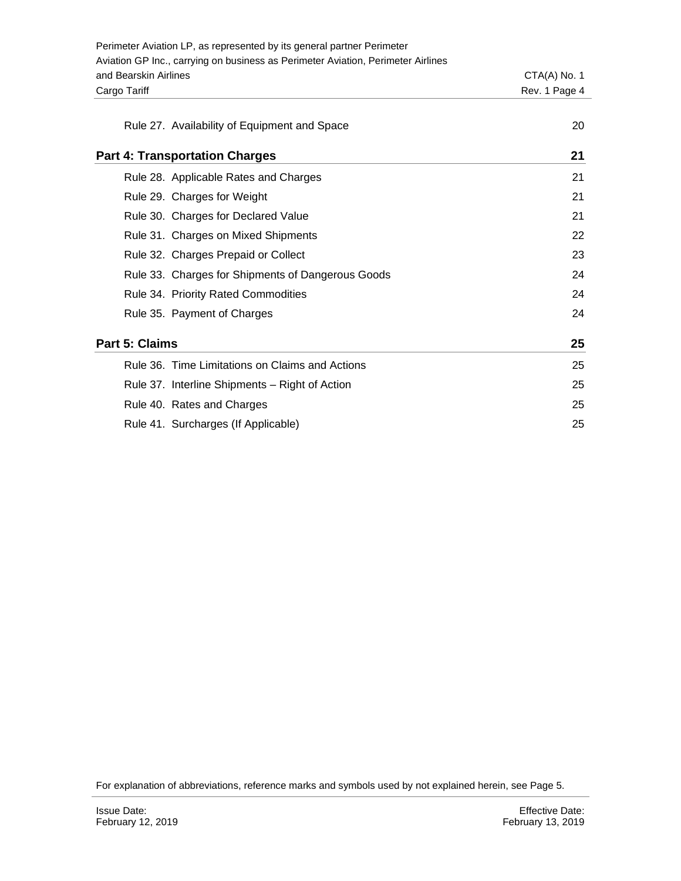| | |
|---|---|
| Rule 27. Availability of Equipment and Space | 20 |
| **Part 4: Transportation Charges** | **21** |
| Rule 28. Applicable Rates and Charges | 21 |
| Rule 29. Charges for Weight | 21 |
| Rule 30. Charges for Declared Value | 21 |
| Rule 31. Charges on Mixed Shipments | 22 |
| Rule 32. Charges Prepaid or Collect | 23 |
| Rule 33. Charges for Shipments of Dangerous Goods | 24 |
| Rule 34. Priority Rated Commodities | 24 |
| Rule 35. Payment of Charges | 24 |
| **Part 5: Claims** | **25** |
| Rule 36. Time Limitations on Claims and Actions | 25 |
| Rule 37. Interline Shipments – Right of Action | 25 |
| Rule 40. Rates and Charges | 25 |
| Rule 41. Surcharges (If Applicable) | 25 |

For explanation of abbreviations, reference marks and symbols used by not explained herein, see Page 5.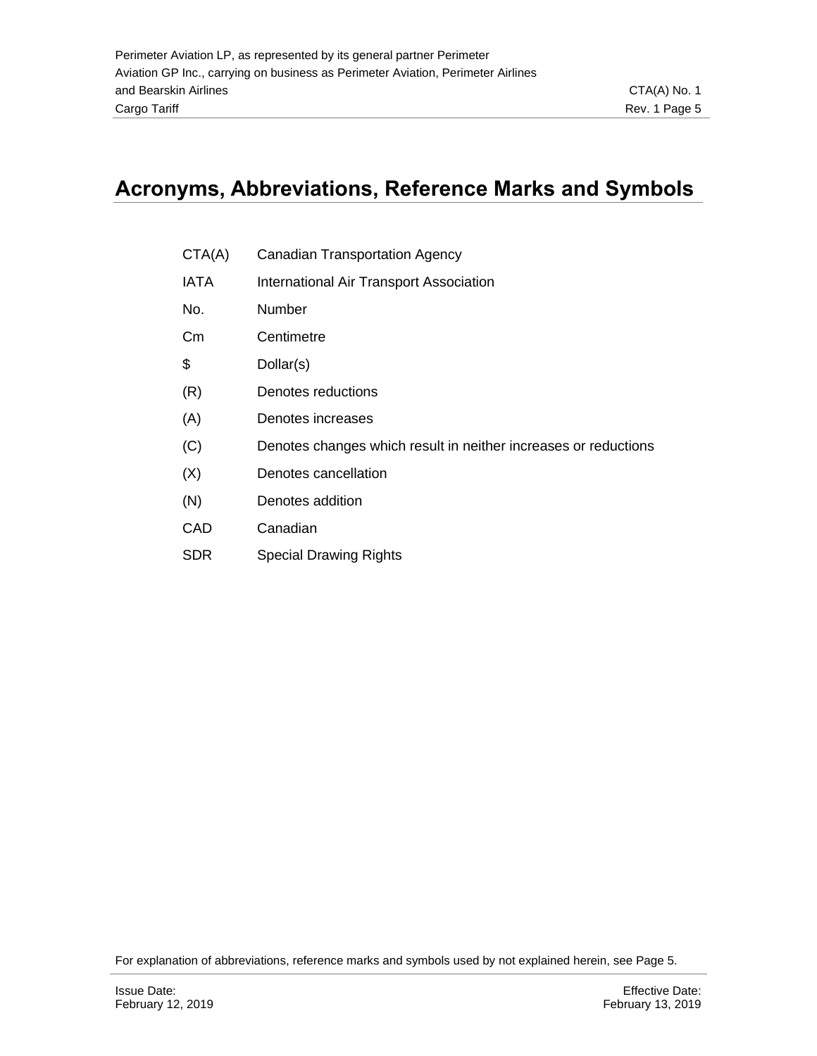# Acronyms, Abbreviations, Reference Marks and Symbols

| | |
|---|---|
| CTA(A) | Canadian Transportation Agency |
| IATA | International Air Transport Association |
| No. | Number |
| Cm | Centimetre |
| $ | Dollar(s) |
| (R) | Denotes reductions |
| (A) | Denotes increases |
| (C) | Denotes changes which result in neither increases or reductions |
| (X) | Denotes cancellation |
| (N) | Denotes addition |
| CAD | Canadian |
| SDR | Special Drawing Rights |

For explanation of abbreviations, reference marks and symbols used by not explained herein, see Page 5.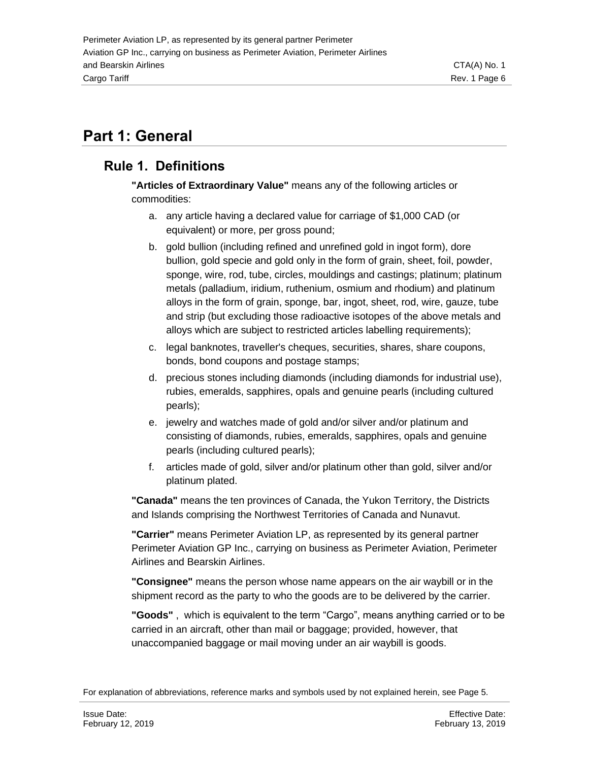# Part 1: General

## Rule 1. Definitions

**"Articles of Extraordinary Value"** means any of the following articles or commodities:

a. any article having a declared value for carriage of $1,000 CAD (or equivalent) or more, per gross pound;

b. gold bullion (including refined and unrefined gold in ingot form), dore bullion, gold specie and gold only in the form of grain, sheet, foil, powder, sponge, wire, rod, tube, circles, mouldings and castings; platinum; platinum metals (palladium, iridium, ruthenium, osmium and rhodium) and platinum alloys in the form of grain, sponge, bar, ingot, sheet, rod, wire, gauze, tube and strip (but excluding those radioactive isotopes of the above metals and alloys which are subject to restricted articles labelling requirements);

c. legal banknotes, traveller's cheques, securities, shares, share coupons, bonds, bond coupons and postage stamps;

d. precious stones including diamonds (including diamonds for industrial use), rubies, emeralds, sapphires, opals and genuine pearls (including cultured pearls);

e. jewelry and watches made of gold and/or silver and/or platinum and consisting of diamonds, rubies, emeralds, sapphires, opals and genuine pearls (including cultured pearls);

f. articles made of gold, silver and/or platinum other than gold, silver and/or platinum plated.

**"Canada"** means the ten provinces of Canada, the Yukon Territory, the Districts and Islands comprising the Northwest Territories of Canada and Nunavut.

**"Carrier"** means Perimeter Aviation LP, as represented by its general partner Perimeter Aviation GP Inc., carrying on business as Perimeter Aviation, Perimeter Airlines and Bearskin Airlines.

**"Consignee"** means the person whose name appears on the air waybill or in the shipment record as the party to who the goods are to be delivered by the carrier.

**"Goods"** , which is equivalent to the term "Cargo", means anything carried or to be carried in an aircraft, other than mail or baggage; provided, however, that unaccompanied baggage or mail moving under an air waybill is goods.

For explanation of abbreviations, reference marks and symbols used by not explained herein, see Page 5.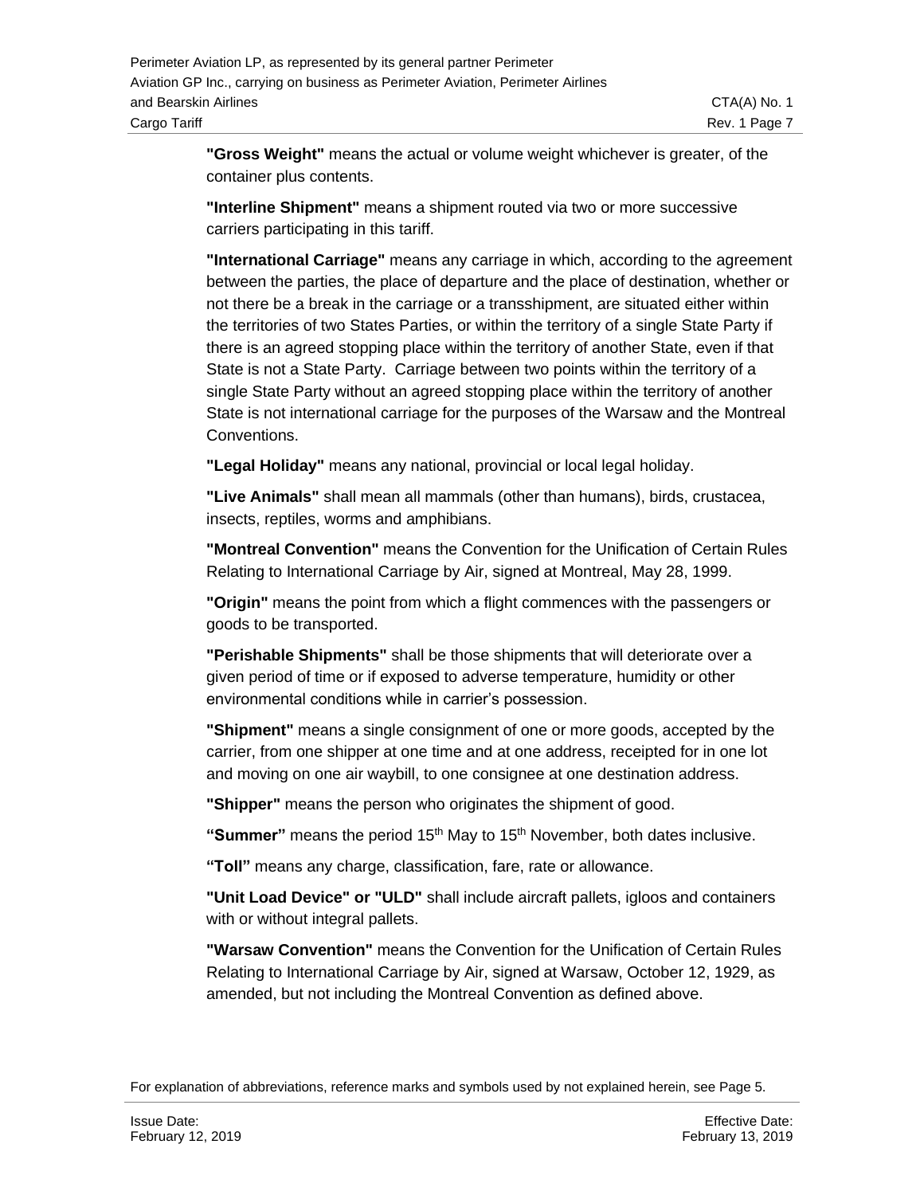**"Gross Weight"** means the actual or volume weight whichever is greater, of the container plus contents.

**"Interline Shipment"** means a shipment routed via two or more successive carriers participating in this tariff.

**"International Carriage"** means any carriage in which, according to the agreement between the parties, the place of departure and the place of destination, whether or not there be a break in the carriage or a transshipment, are situated either within the territories of two States Parties, or within the territory of a single State Party if there is an agreed stopping place within the territory of another State, even if that State is not a State Party. Carriage between two points within the territory of a single State Party without an agreed stopping place within the territory of another State is not international carriage for the purposes of the Warsaw and the Montreal Conventions.

**"Legal Holiday"** means any national, provincial or local legal holiday.

**"Live Animals"** shall mean all mammals (other than humans), birds, crustacea, insects, reptiles, worms and amphibians.

**"Montreal Convention"** means the Convention for the Unification of Certain Rules Relating to International Carriage by Air, signed at Montreal, May 28, 1999.

**"Origin"** means the point from which a flight commences with the passengers or goods to be transported.

**"Perishable Shipments"** shall be those shipments that will deteriorate over a given period of time or if exposed to adverse temperature, humidity or other environmental conditions while in carrier's possession.

**"Shipment"** means a single consignment of one or more goods, accepted by the carrier, from one shipper at one time and at one address, receipted for in one lot and moving on one air waybill, to one consignee at one destination address.

**"Shipper"** means the person who originates the shipment of good.

**"Summer"** means the period 15th May to 15th November, both dates inclusive.

**"Toll"** means any charge, classification, fare, rate or allowance.

**"Unit Load Device" or "ULD"** shall include aircraft pallets, igloos and containers with or without integral pallets.

**"Warsaw Convention"** means the Convention for the Unification of Certain Rules Relating to International Carriage by Air, signed at Warsaw, October 12, 1929, as amended, but not including the Montreal Convention as defined above.

For explanation of abbreviations, reference marks and symbols used by not explained herein, see Page 5.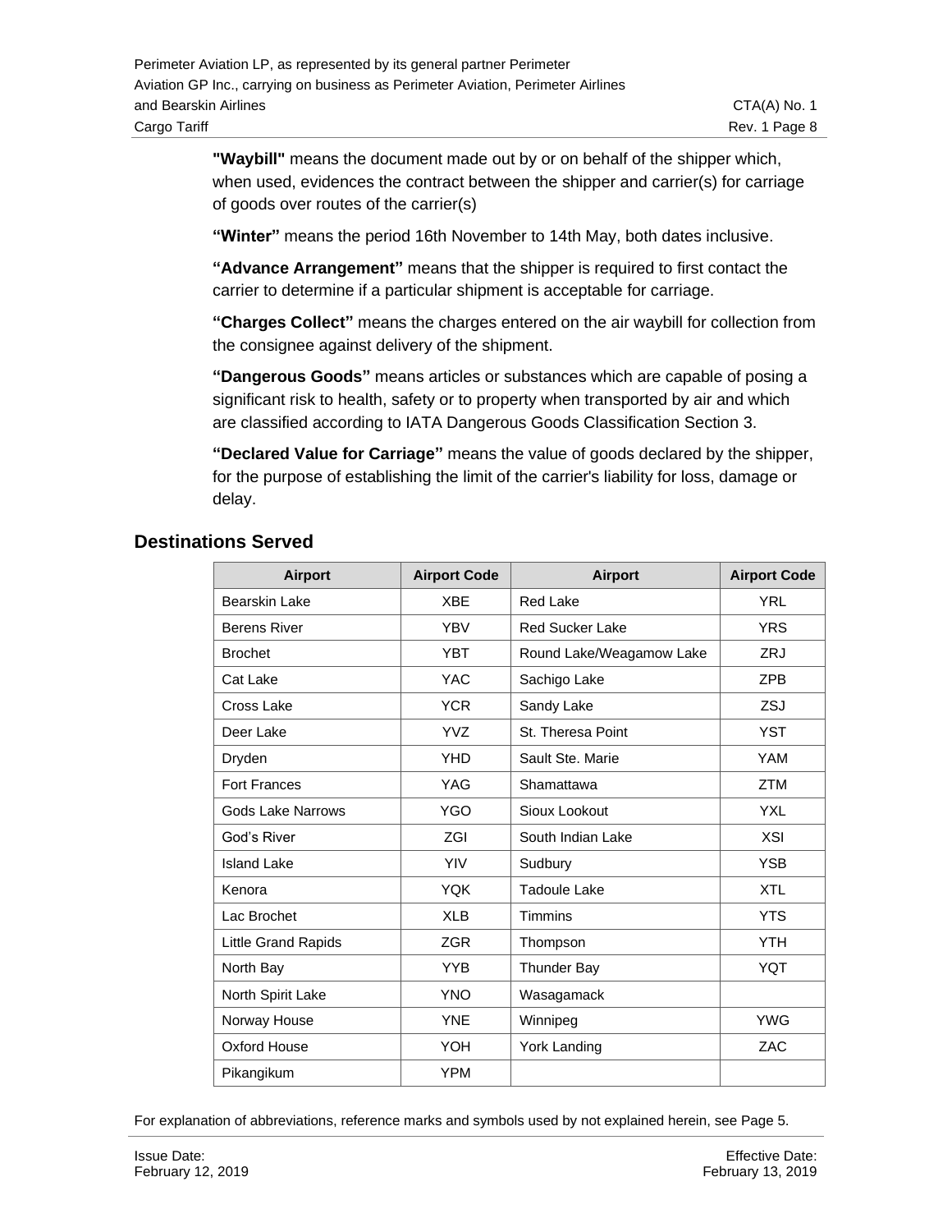**"Waybill"** means the document made out by or on behalf of the shipper which, when used, evidences the contract between the shipper and carrier(s) for carriage of goods over routes of the carrier(s)

**"Winter"** means the period 16th November to 14th May, both dates inclusive.

**"Advance Arrangement"** means that the shipper is required to first contact the carrier to determine if a particular shipment is acceptable for carriage.

**"Charges Collect"** means the charges entered on the air waybill for collection from the consignee against delivery of the shipment.

**"Dangerous Goods"** means articles or substances which are capable of posing a significant risk to health, safety or to property when transported by air and which are classified according to IATA Dangerous Goods Classification Section 3.

**"Declared Value for Carriage"** means the value of goods declared by the shipper, for the purpose of establishing the limit of the carrier's liability for loss, damage or delay.

## Destinations Served

| Airport | Airport Code | Airport | Airport Code |
|---|---|---|---|
| Bearskin Lake | XBE | Red Lake | YRL |
| Berens River | YBV | Red Sucker Lake | YRS |
| Brochet | YBT | Round Lake/Weagamow Lake | ZRJ |
| Cat Lake | YAC | Sachigo Lake | ZPB |
| Cross Lake | YCR | Sandy Lake | ZSJ |
| Deer Lake | YVZ | St. Theresa Point | YST |
| Dryden | YHD | Sault Ste. Marie | YAM |
| Fort Frances | YAG | Shamattawa | ZTM |
| Gods Lake Narrows | YGO | Sioux Lookout | YXL |
| God's River | ZGI | South Indian Lake | XSI |
| Island Lake | YIV | Sudbury | YSB |
| Kenora | YQK | Tadoule Lake | XTL |
| Lac Brochet | XLB | Timmins | YTS |
| Little Grand Rapids | ZGR | Thompson | YTH |
| North Bay | YYB | Thunder Bay | YQT |
| North Spirit Lake | YNO | Wasagamack | |
| Norway House | YNE | Winnipeg | YWG |
| Oxford House | YOH | York Landing | ZAC |
| Pikangikum | YPM | | |

For explanation of abbreviations, reference marks and symbols used by not explained herein, see Page 5.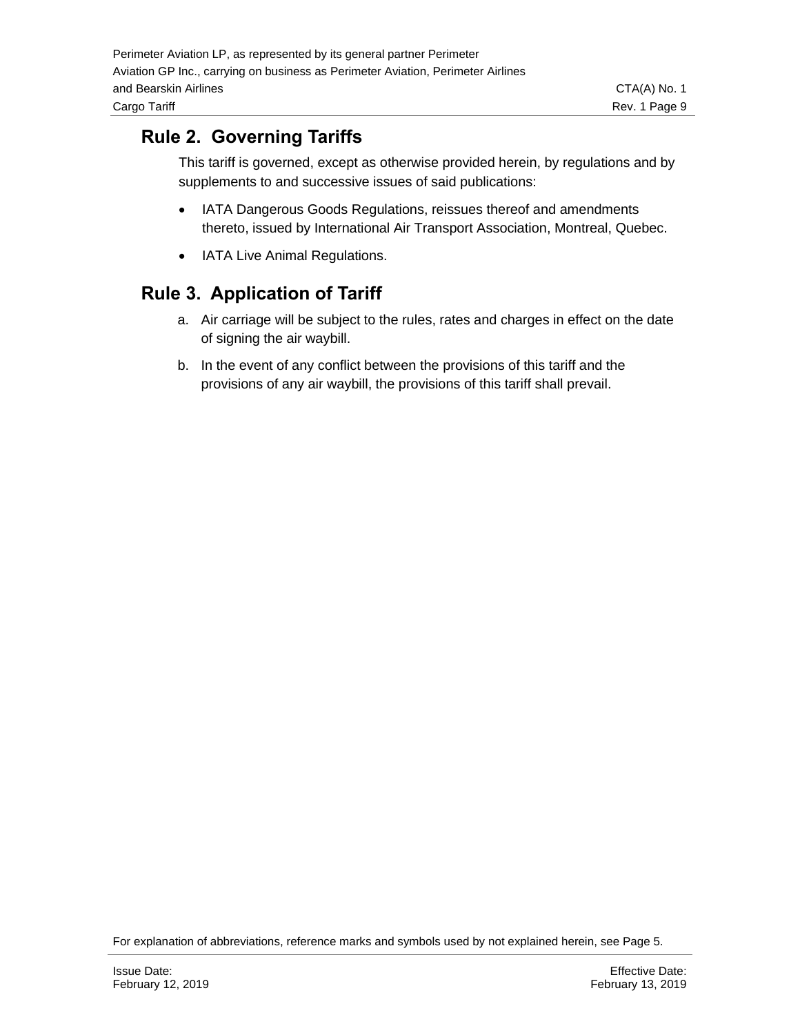## Rule 2. Governing Tariffs

This tariff is governed, except as otherwise provided herein, by regulations and by supplements to and successive issues of said publications:

- IATA Dangerous Goods Regulations, reissues thereof and amendments thereto, issued by International Air Transport Association, Montreal, Quebec.
- IATA Live Animal Regulations.

## Rule 3. Application of Tariff

a. Air carriage will be subject to the rules, rates and charges in effect on the date of signing the air waybill.

b. In the event of any conflict between the provisions of this tariff and the provisions of any air waybill, the provisions of this tariff shall prevail.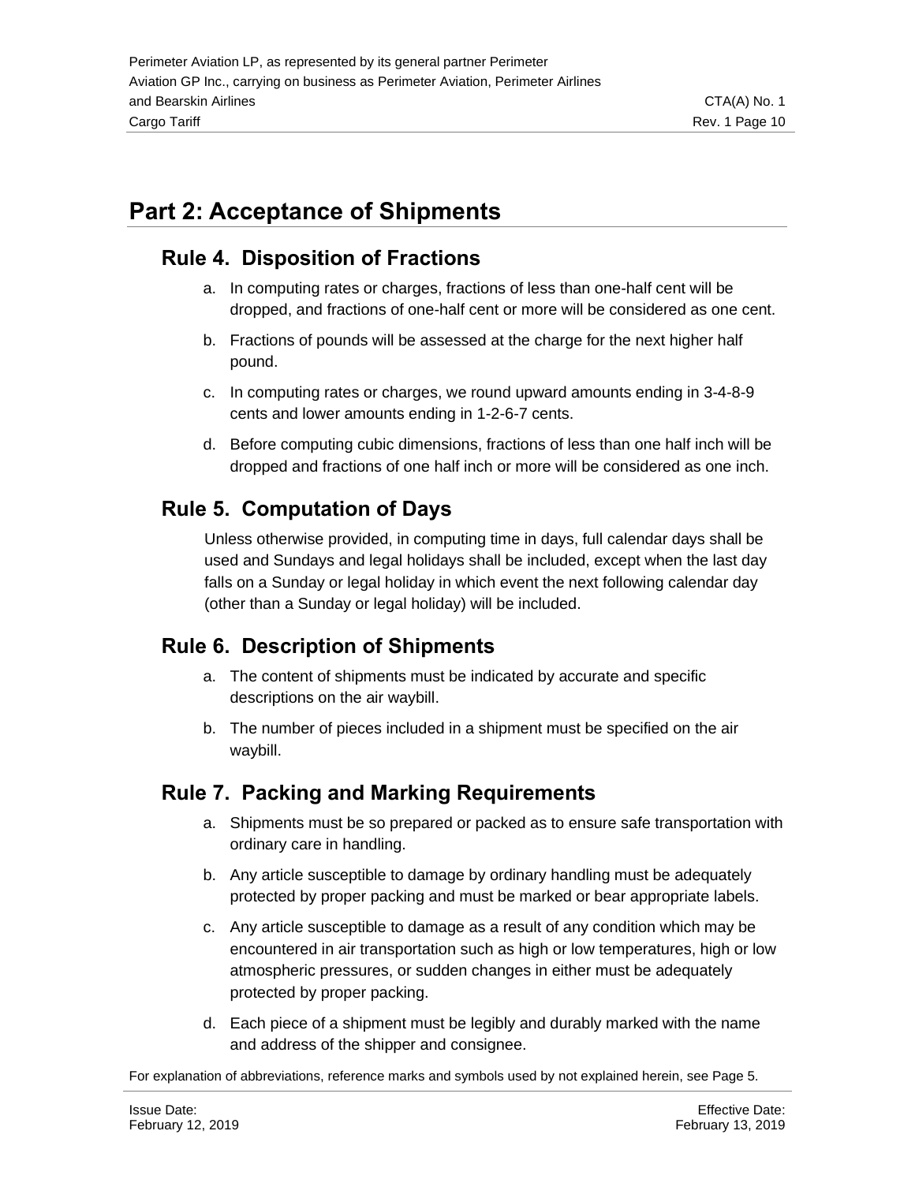# Part 2: Acceptance of Shipments

## Rule 4. Disposition of Fractions

a. In computing rates or charges, fractions of less than one-half cent will be dropped, and fractions of one-half cent or more will be considered as one cent.

b. Fractions of pounds will be assessed at the charge for the next higher half pound.

c. In computing rates or charges, we round upward amounts ending in 3-4-8-9 cents and lower amounts ending in 1-2-6-7 cents.

d. Before computing cubic dimensions, fractions of less than one half inch will be dropped and fractions of one half inch or more will be considered as one inch.

## Rule 5. Computation of Days

Unless otherwise provided, in computing time in days, full calendar days shall be used and Sundays and legal holidays shall be included, except when the last day falls on a Sunday or legal holiday in which event the next following calendar day (other than a Sunday or legal holiday) will be included.

## Rule 6. Description of Shipments

a. The content of shipments must be indicated by accurate and specific descriptions on the air waybill.

b. The number of pieces included in a shipment must be specified on the air waybill.

## Rule 7. Packing and Marking Requirements

a. Shipments must be so prepared or packed as to ensure safe transportation with ordinary care in handling.

b. Any article susceptible to damage by ordinary handling must be adequately protected by proper packing and must be marked or bear appropriate labels.

c. Any article susceptible to damage as a result of any condition which may be encountered in air transportation such as high or low temperatures, high or low atmospheric pressures, or sudden changes in either must be adequately protected by proper packing.

d. Each piece of a shipment must be legibly and durably marked with the name and address of the shipper and consignee.

For explanation of abbreviations, reference marks and symbols used by not explained herein, see Page 5.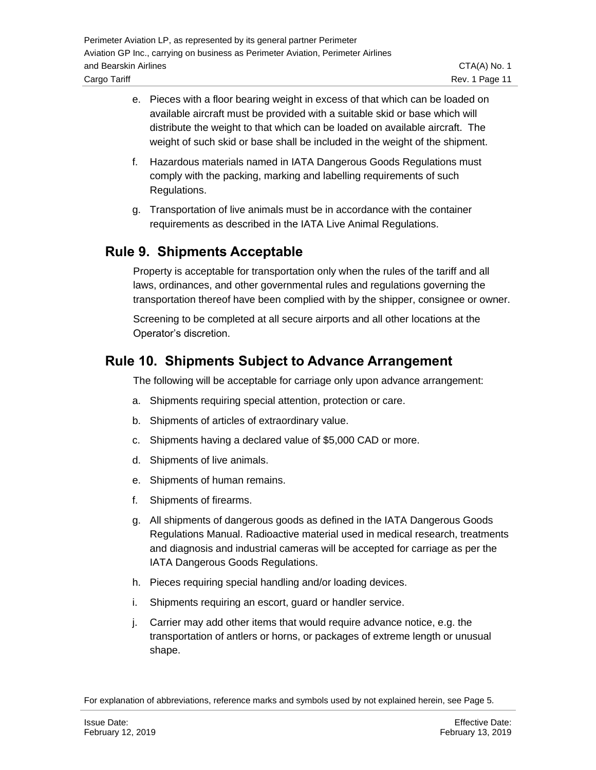e. Pieces with a floor bearing weight in excess of that which can be loaded on available aircraft must be provided with a suitable skid or base which will distribute the weight to that which can be loaded on available aircraft. The weight of such skid or base shall be included in the weight of the shipment.

f. Hazardous materials named in IATA Dangerous Goods Regulations must comply with the packing, marking and labelling requirements of such Regulations.

g. Transportation of live animals must be in accordance with the container requirements as described in the IATA Live Animal Regulations.

## Rule 9. Shipments Acceptable

Property is acceptable for transportation only when the rules of the tariff and all laws, ordinances, and other governmental rules and regulations governing the transportation thereof have been complied with by the shipper, consignee or owner.

Screening to be completed at all secure airports and all other locations at the Operator's discretion.

## Rule 10. Shipments Subject to Advance Arrangement

The following will be acceptable for carriage only upon advance arrangement:

a. Shipments requiring special attention, protection or care.

b. Shipments of articles of extraordinary value.

c. Shipments having a declared value of $5,000 CAD or more.

d. Shipments of live animals.

e. Shipments of human remains.

f. Shipments of firearms.

g. All shipments of dangerous goods as defined in the IATA Dangerous Goods Regulations Manual. Radioactive material used in medical research, treatments and diagnosis and industrial cameras will be accepted for carriage as per the IATA Dangerous Goods Regulations.

h. Pieces requiring special handling and/or loading devices.

i. Shipments requiring an escort, guard or handler service.

j. Carrier may add other items that would require advance notice, e.g. the transportation of antlers or horns, or packages of extreme length or unusual shape.

For explanation of abbreviations, reference marks and symbols used by not explained herein, see Page 5.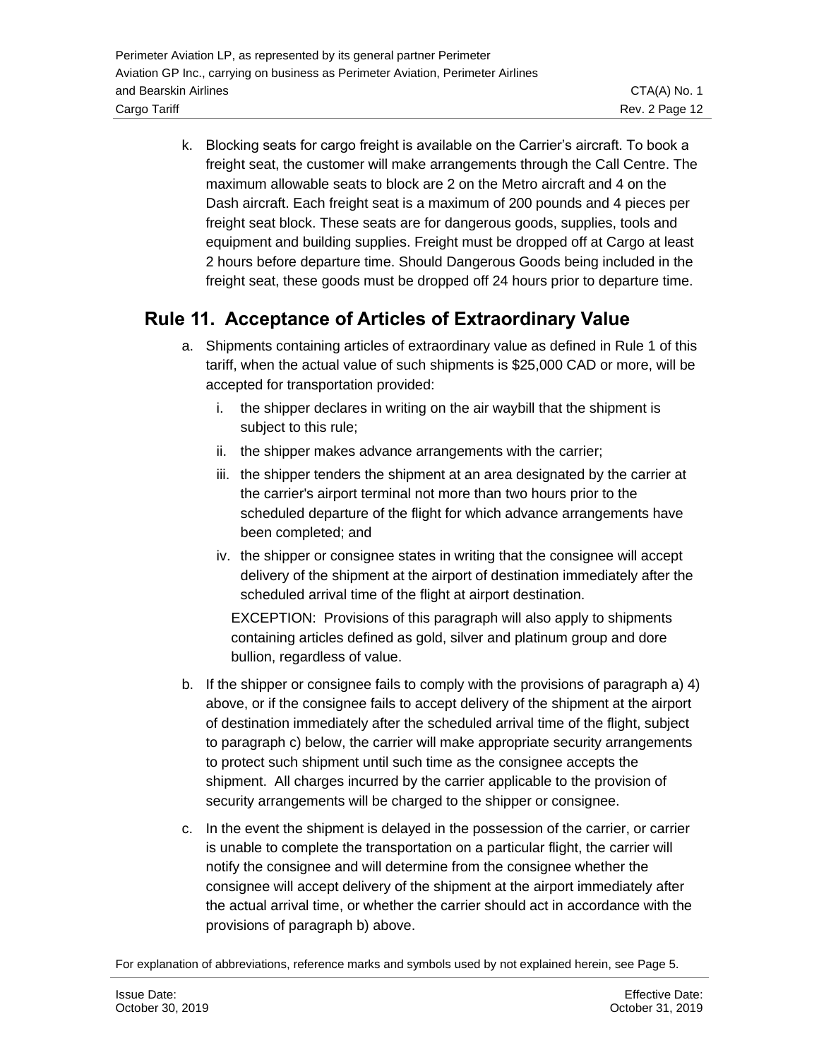k. Blocking seats for cargo freight is available on the Carrier's aircraft. To book a freight seat, the customer will make arrangements through the Call Centre. The maximum allowable seats to block are 2 on the Metro aircraft and 4 on the Dash aircraft. Each freight seat is a maximum of 200 pounds and 4 pieces per freight seat block. These seats are for dangerous goods, supplies, tools and equipment and building supplies. Freight must be dropped off at Cargo at least 2 hours before departure time. Should Dangerous Goods being included in the freight seat, these goods must be dropped off 24 hours prior to departure time.

## Rule 11. Acceptance of Articles of Extraordinary Value

a. Shipments containing articles of extraordinary value as defined in Rule 1 of this tariff, when the actual value of such shipments is $25,000 CAD or more, will be accepted for transportation provided:

   i. the shipper declares in writing on the air waybill that the shipment is subject to this rule;

   ii. the shipper makes advance arrangements with the carrier;

   iii. the shipper tenders the shipment at an area designated by the carrier at the carrier's airport terminal not more than two hours prior to the scheduled departure of the flight for which advance arrangements have been completed; and

   iv. the shipper or consignee states in writing that the consignee will accept delivery of the shipment at the airport of destination immediately after the scheduled arrival time of the flight at airport destination.

   EXCEPTION: Provisions of this paragraph will also apply to shipments containing articles defined as gold, silver and platinum group and dore bullion, regardless of value.

b. If the shipper or consignee fails to comply with the provisions of paragraph a) 4) above, or if the consignee fails to accept delivery of the shipment at the airport of destination immediately after the scheduled arrival time of the flight, subject to paragraph c) below, the carrier will make appropriate security arrangements to protect such shipment until such time as the consignee accepts the shipment. All charges incurred by the carrier applicable to the provision of security arrangements will be charged to the shipper or consignee.

c. In the event the shipment is delayed in the possession of the carrier, or carrier is unable to complete the transportation on a particular flight, the carrier will notify the consignee and will determine from the consignee whether the consignee will accept delivery of the shipment at the airport immediately after the actual arrival time, or whether the carrier should act in accordance with the provisions of paragraph b) above.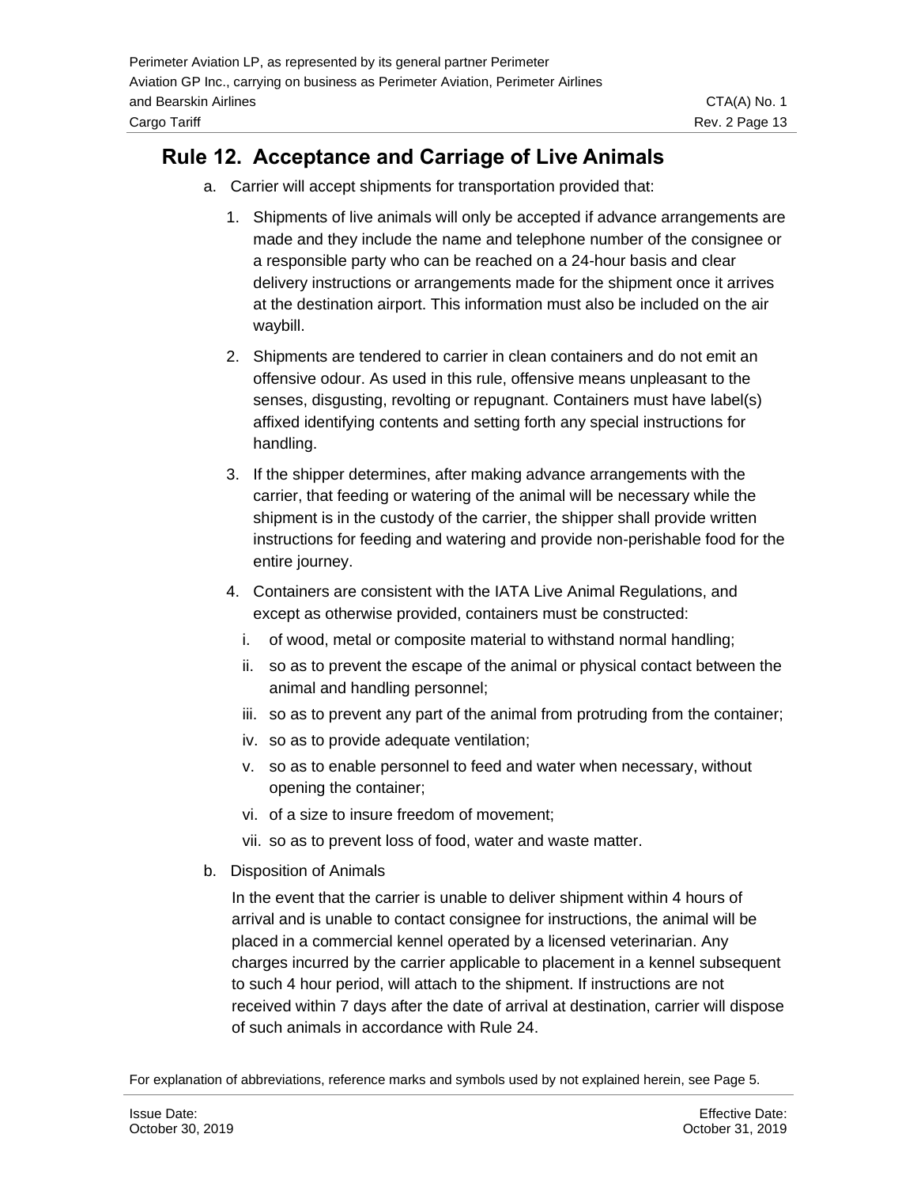## Rule 12. Acceptance and Carriage of Live Animals

a. Carrier will accept shipments for transportation provided that:

   1. Shipments of live animals will only be accepted if advance arrangements are made and they include the name and telephone number of the consignee or a responsible party who can be reached on a 24-hour basis and clear delivery instructions or arrangements made for the shipment once it arrives at the destination airport. This information must also be included on the air waybill.

   2. Shipments are tendered to carrier in clean containers and do not emit an offensive odour. As used in this rule, offensive means unpleasant to the senses, disgusting, revolting or repugnant. Containers must have label(s) affixed identifying contents and setting forth any special instructions for handling.

   3. If the shipper determines, after making advance arrangements with the carrier, that feeding or watering of the animal will be necessary while the shipment is in the custody of the carrier, the shipper shall provide written instructions for feeding and watering and provide non-perishable food for the entire journey.

   4. Containers are consistent with the IATA Live Animal Regulations, and except as otherwise provided, containers must be constructed:

      i. of wood, metal or composite material to withstand normal handling;
      ii. so as to prevent the escape of the animal or physical contact between the animal and handling personnel;
      iii. so as to prevent any part of the animal from protruding from the container;
      iv. so as to provide adequate ventilation;
      v. so as to enable personnel to feed and water when necessary, without opening the container;
      vi. of a size to insure freedom of movement;
      vii. so as to prevent loss of food, water and waste matter.

b. Disposition of Animals

   In the event that the carrier is unable to deliver shipment within 4 hours of arrival and is unable to contact consignee for instructions, the animal will be placed in a commercial kennel operated by a licensed veterinarian. Any charges incurred by the carrier applicable to placement in a kennel subsequent to such 4 hour period, will attach to the shipment. If instructions are not received within 7 days after the date of arrival at destination, carrier will dispose of such animals in accordance with Rule 24.

For explanation of abbreviations, reference marks and symbols used by not explained herein, see Page 5.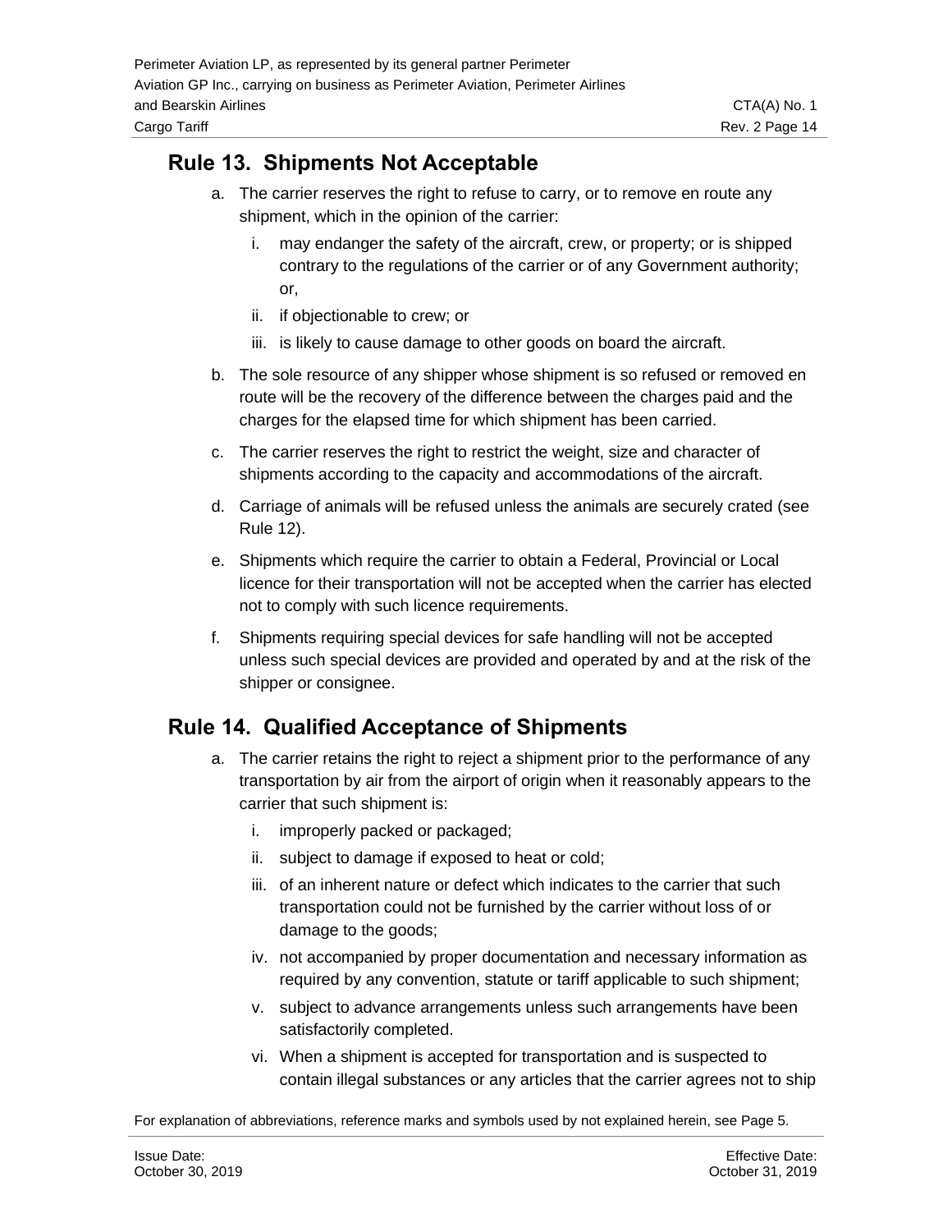## Rule 13. Shipments Not Acceptable

a. The carrier reserves the right to refuse to carry, or to remove en route any shipment, which in the opinion of the carrier:

   i. may endanger the safety of the aircraft, crew, or property; or is shipped contrary to the regulations of the carrier or of any Government authority; or,

   ii. if objectionable to crew; or

   iii. is likely to cause damage to other goods on board the aircraft.

b. The sole resource of any shipper whose shipment is so refused or removed en route will be the recovery of the difference between the charges paid and the charges for the elapsed time for which shipment has been carried.

c. The carrier reserves the right to restrict the weight, size and character of shipments according to the capacity and accommodations of the aircraft.

d. Carriage of animals will be refused unless the animals are securely crated (see Rule 12).

e. Shipments which require the carrier to obtain a Federal, Provincial or Local licence for their transportation will not be accepted when the carrier has elected not to comply with such licence requirements.

f. Shipments requiring special devices for safe handling will not be accepted unless such special devices are provided and operated by and at the risk of the shipper or consignee.

## Rule 14. Qualified Acceptance of Shipments

a. The carrier retains the right to reject a shipment prior to the performance of any transportation by air from the airport of origin when it reasonably appears to the carrier that such shipment is:

   i. improperly packed or packaged;

   ii. subject to damage if exposed to heat or cold;

   iii. of an inherent nature or defect which indicates to the carrier that such transportation could not be furnished by the carrier without loss of or damage to the goods;

   iv. not accompanied by proper documentation and necessary information as required by any convention, statute or tariff applicable to such shipment;

   v. subject to advance arrangements unless such arrangements have been satisfactorily completed.

   vi. When a shipment is accepted for transportation and is suspected to contain illegal substances or any articles that the carrier agrees not to ship

For explanation of abbreviations, reference marks and symbols used by not explained herein, see Page 5.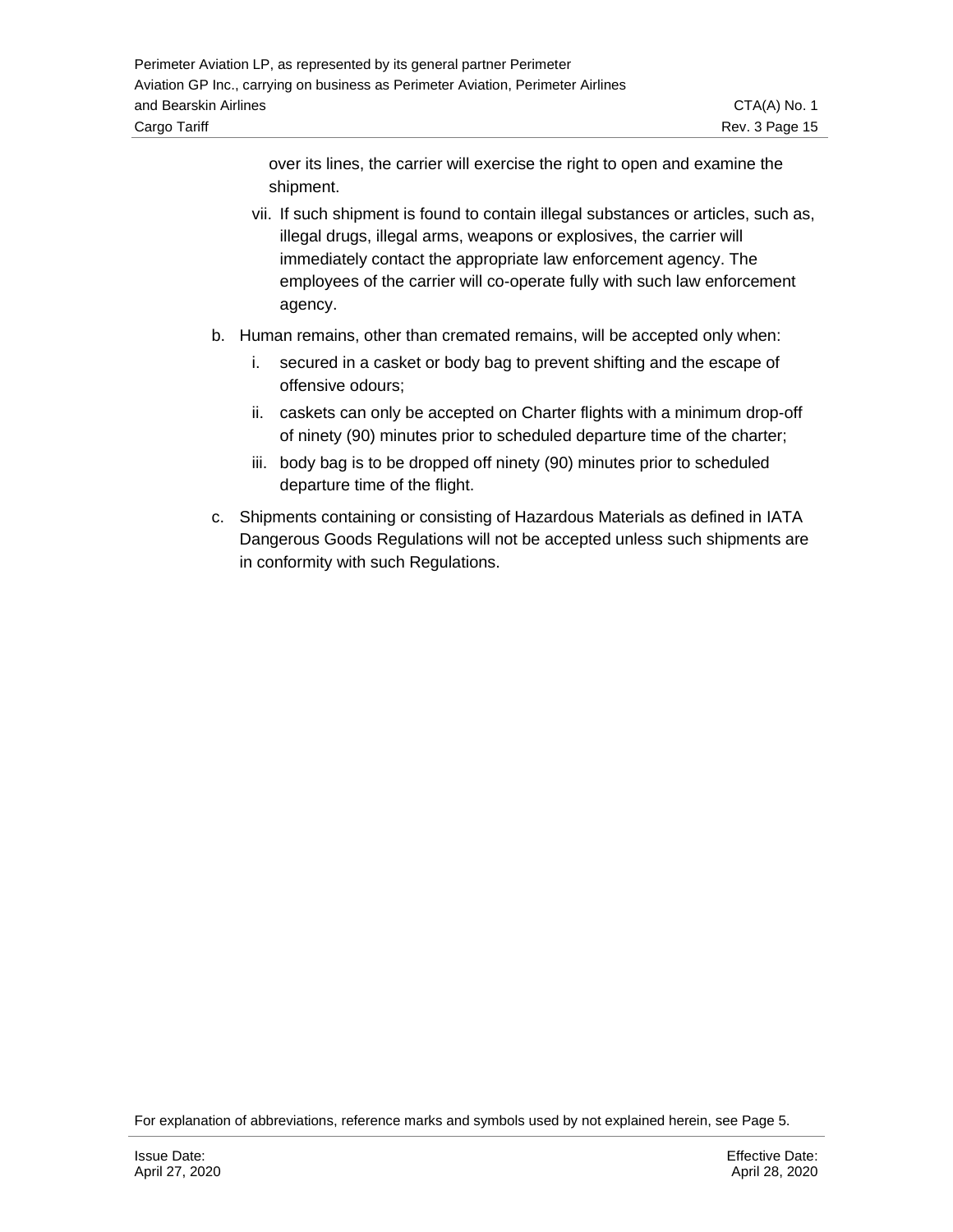over its lines, the carrier will exercise the right to open and examine the shipment.

vii. If such shipment is found to contain illegal substances or articles, such as, illegal drugs, illegal arms, weapons or explosives, the carrier will immediately contact the appropriate law enforcement agency. The employees of the carrier will co-operate fully with such law enforcement agency.

b. Human remains, other than cremated remains, will be accepted only when:

   i. secured in a casket or body bag to prevent shifting and the escape of offensive odours;

   ii. caskets can only be accepted on Charter flights with a minimum drop-off of ninety (90) minutes prior to scheduled departure time of the charter;

   iii. body bag is to be dropped off ninety (90) minutes prior to scheduled departure time of the flight.

c. Shipments containing or consisting of Hazardous Materials as defined in IATA Dangerous Goods Regulations will not be accepted unless such shipments are in conformity with such Regulations.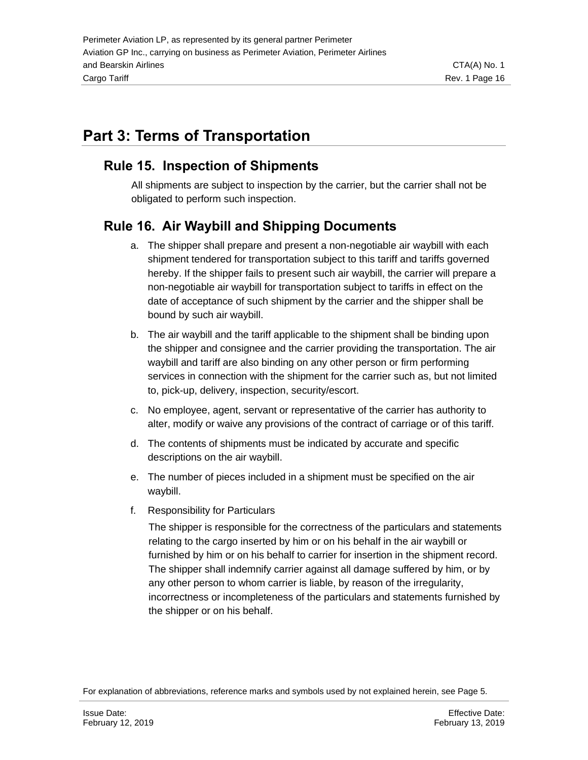# Part 3: Terms of Transportation

## Rule 15. Inspection of Shipments

All shipments are subject to inspection by the carrier, but the carrier shall not be obligated to perform such inspection.

## Rule 16. Air Waybill and Shipping Documents

a. The shipper shall prepare and present a non-negotiable air waybill with each shipment tendered for transportation subject to this tariff and tariffs governed hereby. If the shipper fails to present such air waybill, the carrier will prepare a non-negotiable air waybill for transportation subject to tariffs in effect on the date of acceptance of such shipment by the carrier and the shipper shall be bound by such air waybill.

b. The air waybill and the tariff applicable to the shipment shall be binding upon the shipper and consignee and the carrier providing the transportation. The air waybill and tariff are also binding on any other person or firm performing services in connection with the shipment for the carrier such as, but not limited to, pick-up, delivery, inspection, security/escort.

c. No employee, agent, servant or representative of the carrier has authority to alter, modify or waive any provisions of the contract of carriage or of this tariff.

d. The contents of shipments must be indicated by accurate and specific descriptions on the air waybill.

e. The number of pieces included in a shipment must be specified on the air waybill.

f. Responsibility for Particulars

   The shipper is responsible for the correctness of the particulars and statements relating to the cargo inserted by him or on his behalf in the air waybill or furnished by him or on his behalf to carrier for insertion in the shipment record. The shipper shall indemnify carrier against all damage suffered by him, or by any other person to whom carrier is liable, by reason of the irregularity, incorrectness or incompleteness of the particulars and statements furnished by the shipper or on his behalf.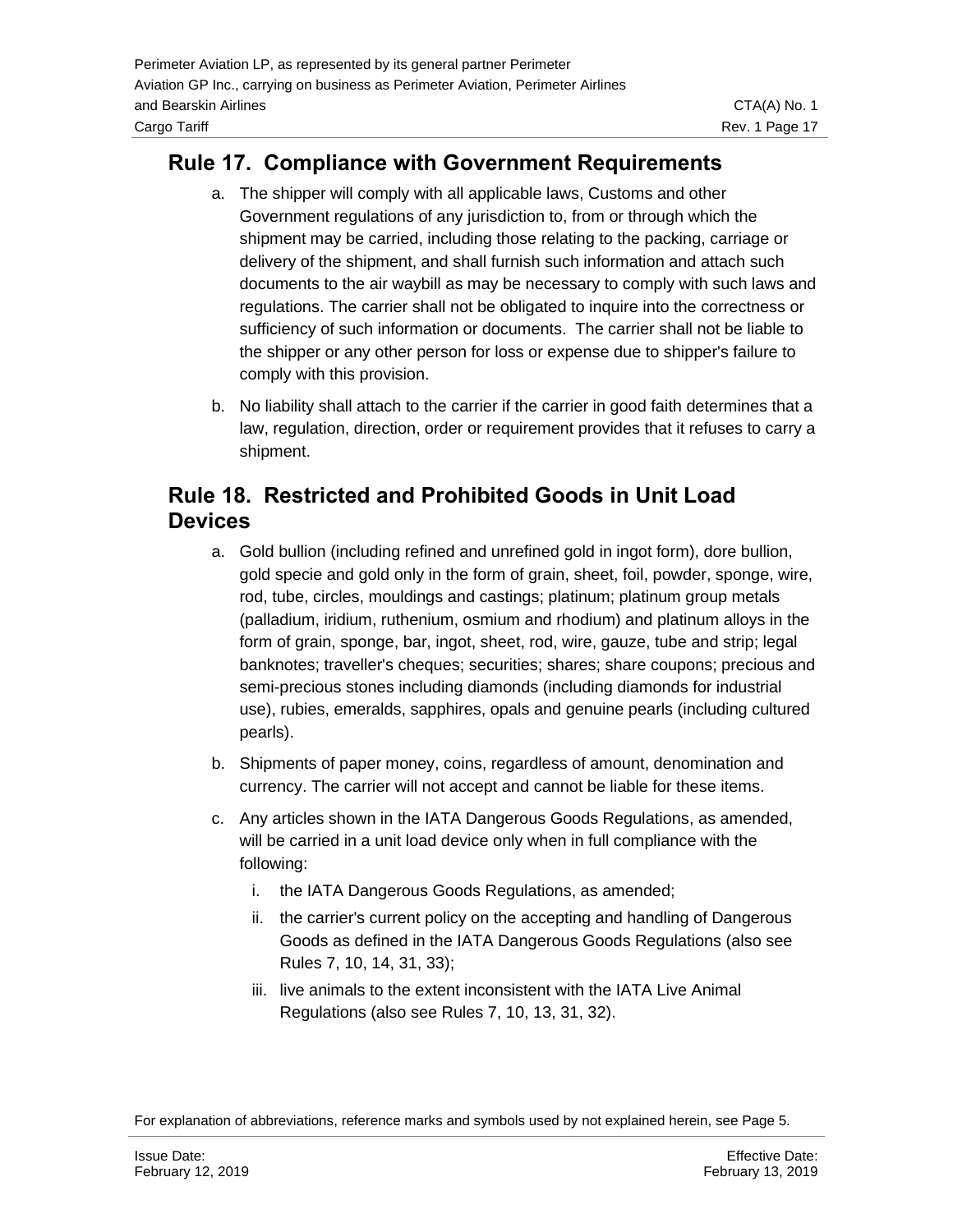## Rule 17. Compliance with Government Requirements

a. The shipper will comply with all applicable laws, Customs and other Government regulations of any jurisdiction to, from or through which the shipment may be carried, including those relating to the packing, carriage or delivery of the shipment, and shall furnish such information and attach such documents to the air waybill as may be necessary to comply with such laws and regulations. The carrier shall not be obligated to inquire into the correctness or sufficiency of such information or documents. The carrier shall not be liable to the shipper or any other person for loss or expense due to shipper's failure to comply with this provision.

b. No liability shall attach to the carrier if the carrier in good faith determines that a law, regulation, direction, order or requirement provides that it refuses to carry a shipment.

## Rule 18. Restricted and Prohibited Goods in Unit Load Devices

a. Gold bullion (including refined and unrefined gold in ingot form), dore bullion, gold specie and gold only in the form of grain, sheet, foil, powder, sponge, wire, rod, tube, circles, mouldings and castings; platinum; platinum group metals (palladium, iridium, ruthenium, osmium and rhodium) and platinum alloys in the form of grain, sponge, bar, ingot, sheet, rod, wire, gauze, tube and strip; legal banknotes; traveller's cheques; securities; shares; share coupons; precious and semi-precious stones including diamonds (including diamonds for industrial use), rubies, emeralds, sapphires, opals and genuine pearls (including cultured pearls).

b. Shipments of paper money, coins, regardless of amount, denomination and currency. The carrier will not accept and cannot be liable for these items.

c. Any articles shown in the IATA Dangerous Goods Regulations, as amended, will be carried in a unit load device only when in full compliance with the following:

   i. the IATA Dangerous Goods Regulations, as amended;

   ii. the carrier's current policy on the accepting and handling of Dangerous Goods as defined in the IATA Dangerous Goods Regulations (also see Rules 7, 10, 14, 31, 33);

   iii. live animals to the extent inconsistent with the IATA Live Animal Regulations (also see Rules 7, 10, 13, 31, 32).

For explanation of abbreviations, reference marks and symbols used by not explained herein, see Page 5.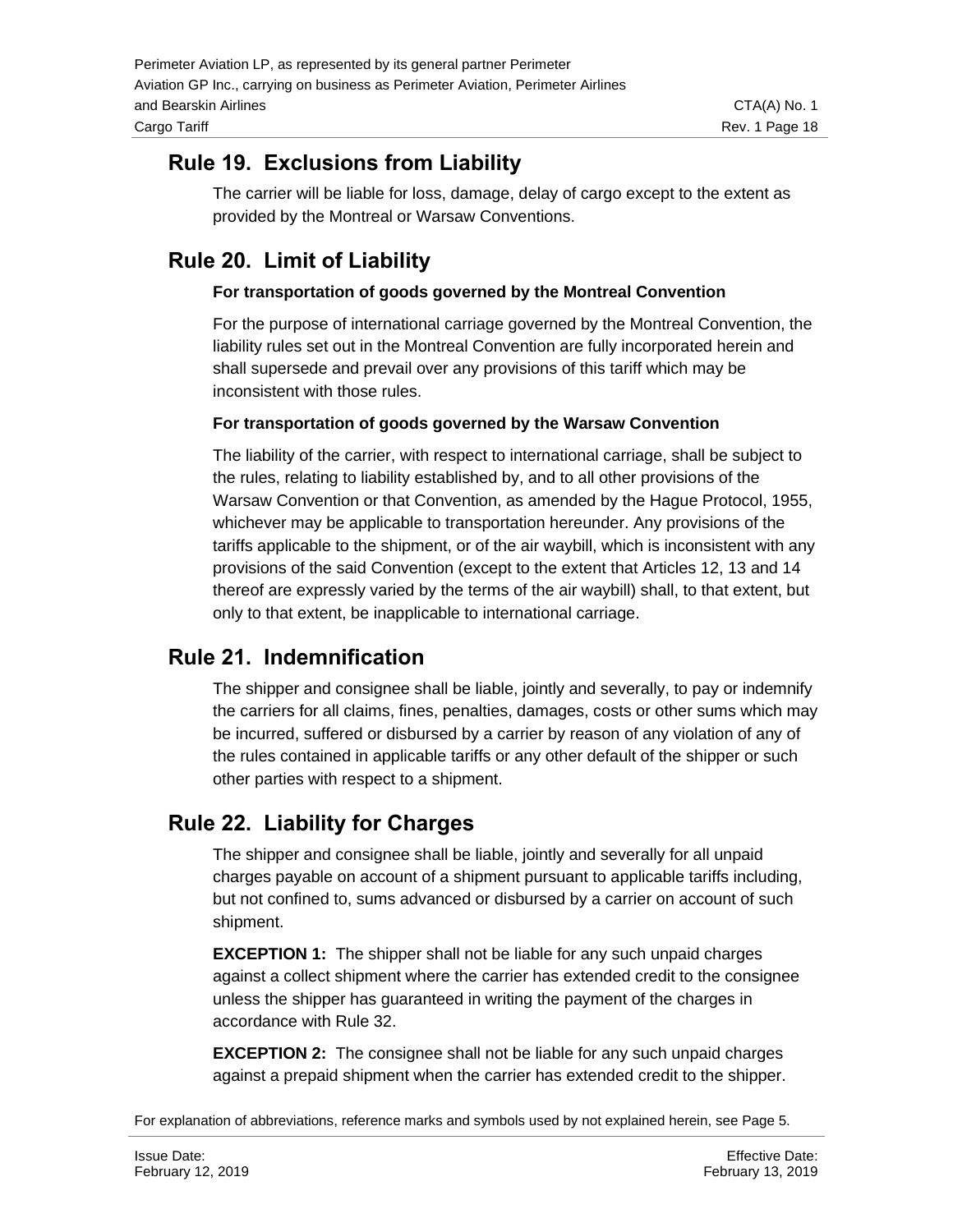## Rule 19. Exclusions from Liability

The carrier will be liable for loss, damage, delay of cargo except to the extent as provided by the Montreal or Warsaw Conventions.

## Rule 20. Limit of Liability

**For transportation of goods governed by the Montreal Convention**

For the purpose of international carriage governed by the Montreal Convention, the liability rules set out in the Montreal Convention are fully incorporated herein and shall supersede and prevail over any provisions of this tariff which may be inconsistent with those rules.

**For transportation of goods governed by the Warsaw Convention**

The liability of the carrier, with respect to international carriage, shall be subject to the rules, relating to liability established by, and to all other provisions of the Warsaw Convention or that Convention, as amended by the Hague Protocol, 1955, whichever may be applicable to transportation hereunder. Any provisions of the tariffs applicable to the shipment, or of the air waybill, which is inconsistent with any provisions of the said Convention (except to the extent that Articles 12, 13 and 14 thereof are expressly varied by the terms of the air waybill) shall, to that extent, but only to that extent, be inapplicable to international carriage.

## Rule 21. Indemnification

The shipper and consignee shall be liable, jointly and severally, to pay or indemnify the carriers for all claims, fines, penalties, damages, costs or other sums which may be incurred, suffered or disbursed by a carrier by reason of any violation of any of the rules contained in applicable tariffs or any other default of the shipper or such other parties with respect to a shipment.

## Rule 22. Liability for Charges

The shipper and consignee shall be liable, jointly and severally for all unpaid charges payable on account of a shipment pursuant to applicable tariffs including, but not confined to, sums advanced or disbursed by a carrier on account of such shipment.

**EXCEPTION 1:** The shipper shall not be liable for any such unpaid charges against a collect shipment where the carrier has extended credit to the consignee unless the shipper has guaranteed in writing the payment of the charges in accordance with Rule 32.

**EXCEPTION 2:** The consignee shall not be liable for any such unpaid charges against a prepaid shipment when the carrier has extended credit to the shipper.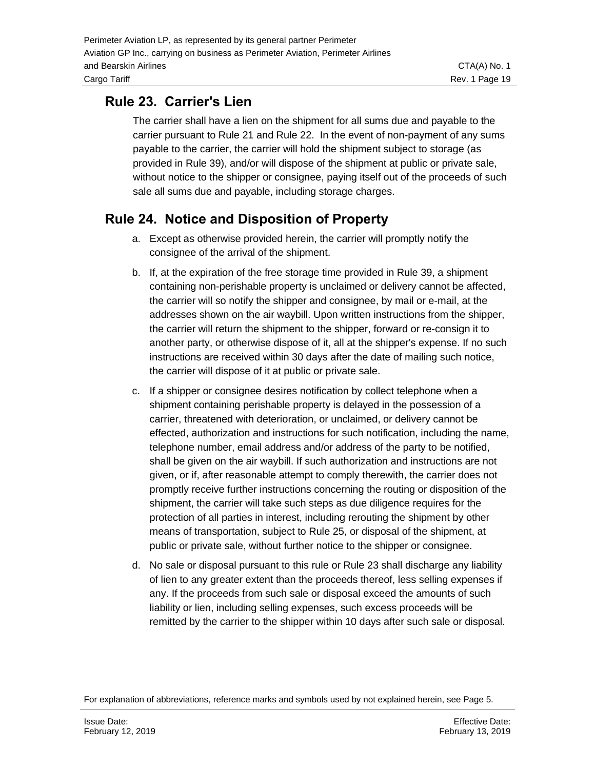## Rule 23. Carrier's Lien

The carrier shall have a lien on the shipment for all sums due and payable to the carrier pursuant to Rule 21 and Rule 22. In the event of non-payment of any sums payable to the carrier, the carrier will hold the shipment subject to storage (as provided in Rule 39), and/or will dispose of the shipment at public or private sale, without notice to the shipper or consignee, paying itself out of the proceeds of such sale all sums due and payable, including storage charges.

## Rule 24. Notice and Disposition of Property

a. Except as otherwise provided herein, the carrier will promptly notify the consignee of the arrival of the shipment.

b. If, at the expiration of the free storage time provided in Rule 39, a shipment containing non-perishable property is unclaimed or delivery cannot be affected, the carrier will so notify the shipper and consignee, by mail or e-mail, at the addresses shown on the air waybill. Upon written instructions from the shipper, the carrier will return the shipment to the shipper, forward or re-consign it to another party, or otherwise dispose of it, all at the shipper's expense. If no such instructions are received within 30 days after the date of mailing such notice, the carrier will dispose of it at public or private sale.

c. If a shipper or consignee desires notification by collect telephone when a shipment containing perishable property is delayed in the possession of a carrier, threatened with deterioration, or unclaimed, or delivery cannot be effected, authorization and instructions for such notification, including the name, telephone number, email address and/or address of the party to be notified, shall be given on the air waybill. If such authorization and instructions are not given, or if, after reasonable attempt to comply therewith, the carrier does not promptly receive further instructions concerning the routing or disposition of the shipment, the carrier will take such steps as due diligence requires for the protection of all parties in interest, including rerouting the shipment by other means of transportation, subject to Rule 25, or disposal of the shipment, at public or private sale, without further notice to the shipper or consignee.

d. No sale or disposal pursuant to this rule or Rule 23 shall discharge any liability of lien to any greater extent than the proceeds thereof, less selling expenses if any. If the proceeds from such sale or disposal exceed the amounts of such liability or lien, including selling expenses, such excess proceeds will be remitted by the carrier to the shipper within 10 days after such sale or disposal.

For explanation of abbreviations, reference marks and symbols used by not explained herein, see Page 5.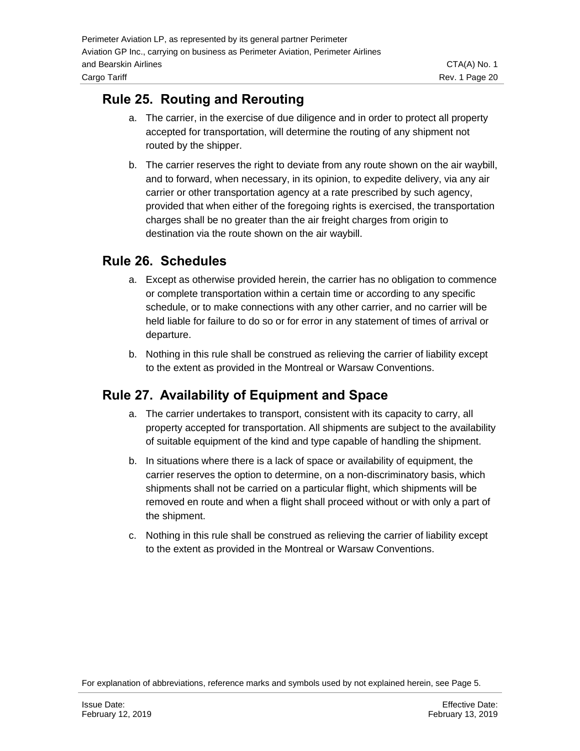## Rule 25. Routing and Rerouting

a. The carrier, in the exercise of due diligence and in order to protect all property accepted for transportation, will determine the routing of any shipment not routed by the shipper.

b. The carrier reserves the right to deviate from any route shown on the air waybill, and to forward, when necessary, in its opinion, to expedite delivery, via any air carrier or other transportation agency at a rate prescribed by such agency, provided that when either of the foregoing rights is exercised, the transportation charges shall be no greater than the air freight charges from origin to destination via the route shown on the air waybill.

## Rule 26. Schedules

a. Except as otherwise provided herein, the carrier has no obligation to commence or complete transportation within a certain time or according to any specific schedule, or to make connections with any other carrier, and no carrier will be held liable for failure to do so or for error in any statement of times of arrival or departure.

b. Nothing in this rule shall be construed as relieving the carrier of liability except to the extent as provided in the Montreal or Warsaw Conventions.

## Rule 27. Availability of Equipment and Space

a. The carrier undertakes to transport, consistent with its capacity to carry, all property accepted for transportation. All shipments are subject to the availability of suitable equipment of the kind and type capable of handling the shipment.

b. In situations where there is a lack of space or availability of equipment, the carrier reserves the option to determine, on a non-discriminatory basis, which shipments shall not be carried on a particular flight, which shipments will be removed en route and when a flight shall proceed without or with only a part of the shipment.

c. Nothing in this rule shall be construed as relieving the carrier of liability except to the extent as provided in the Montreal or Warsaw Conventions.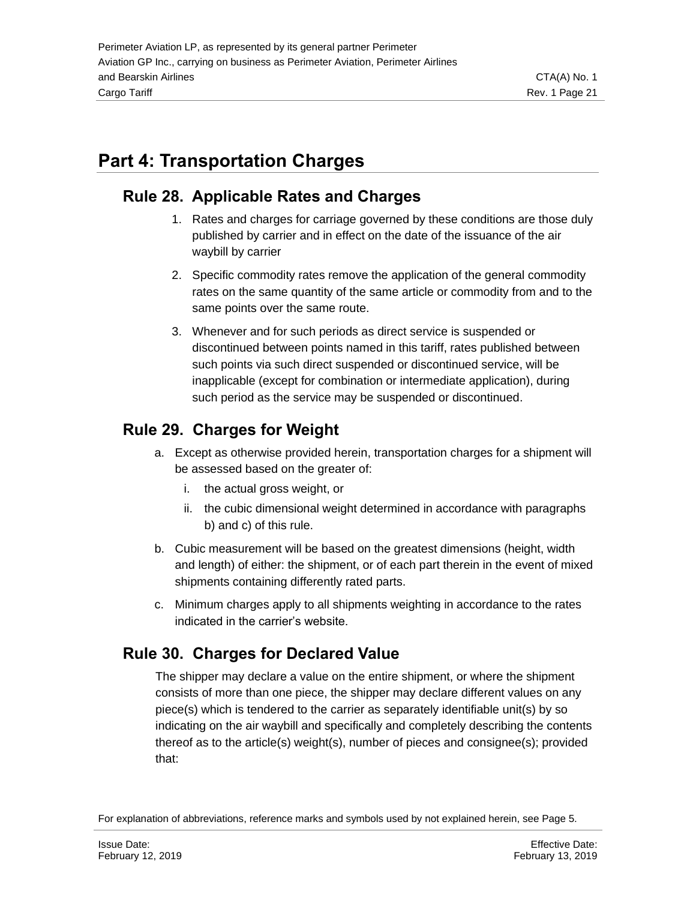# Part 4: Transportation Charges

## Rule 28. Applicable Rates and Charges

1. Rates and charges for carriage governed by these conditions are those duly published by carrier and in effect on the date of the issuance of the air waybill by carrier
2. Specific commodity rates remove the application of the general commodity rates on the same quantity of the same article or commodity from and to the same points over the same route.
3. Whenever and for such periods as direct service is suspended or discontinued between points named in this tariff, rates published between such points via such direct suspended or discontinued service, will be inapplicable (except for combination or intermediate application), during such period as the service may be suspended or discontinued.

## Rule 29. Charges for Weight

a. Except as otherwise provided herein, transportation charges for a shipment will be assessed based on the greater of:
   i. the actual gross weight, or
   ii. the cubic dimensional weight determined in accordance with paragraphs b) and c) of this rule.

b. Cubic measurement will be based on the greatest dimensions (height, width and length) of either: the shipment, or of each part therein in the event of mixed shipments containing differently rated parts.

c. Minimum charges apply to all shipments weighting in accordance to the rates indicated in the carrier's website.

## Rule 30. Charges for Declared Value

The shipper may declare a value on the entire shipment, or where the shipment consists of more than one piece, the shipper may declare different values on any piece(s) which is tendered to the carrier as separately identifiable unit(s) by so indicating on the air waybill and specifically and completely describing the contents thereof as to the article(s) weight(s), number of pieces and consignee(s); provided that:

For explanation of abbreviations, reference marks and symbols used by not explained herein, see Page 5.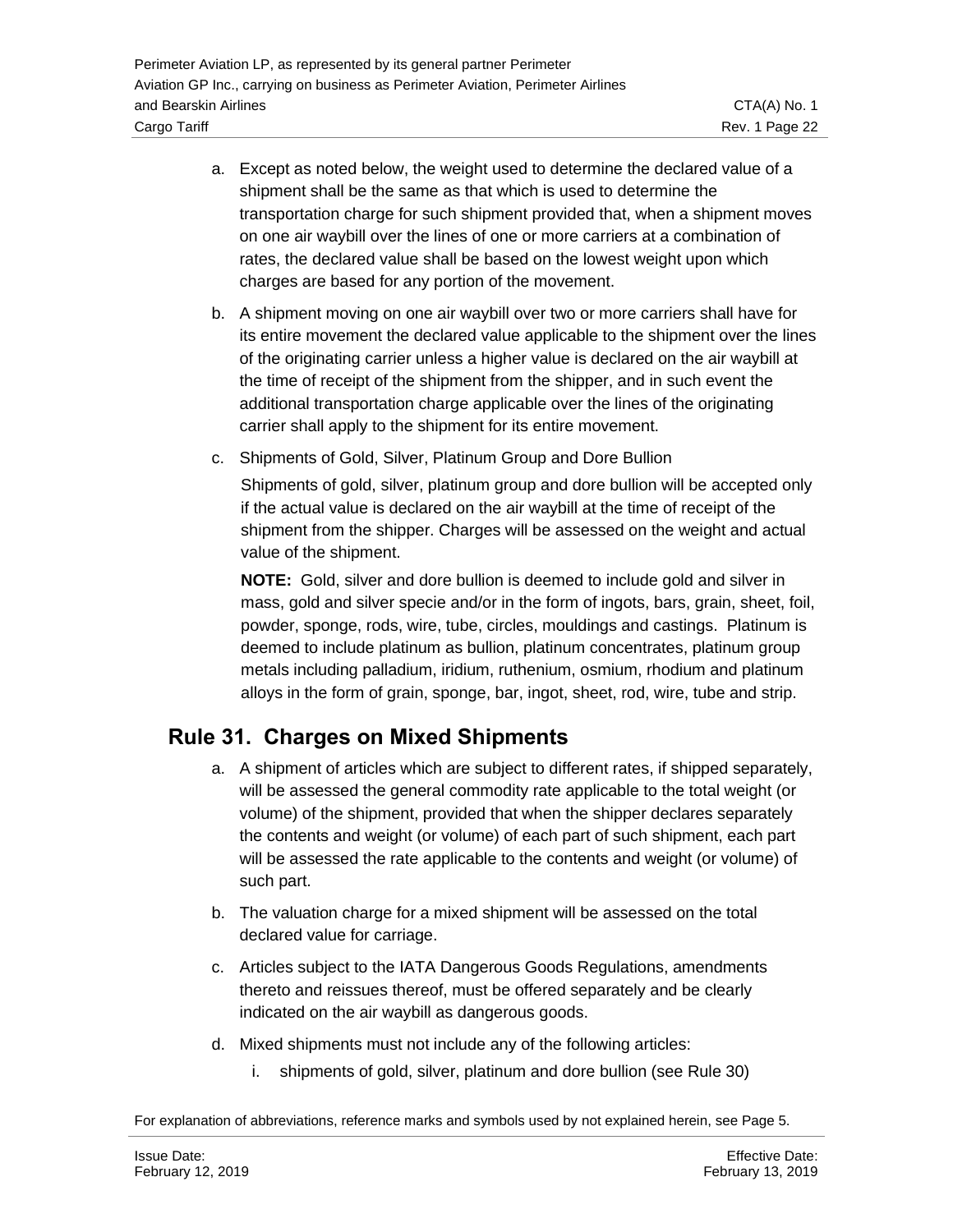a. Except as noted below, the weight used to determine the declared value of a shipment shall be the same as that which is used to determine the transportation charge for such shipment provided that, when a shipment moves on one air waybill over the lines of one or more carriers at a combination of rates, the declared value shall be based on the lowest weight upon which charges are based for any portion of the movement.

b. A shipment moving on one air waybill over two or more carriers shall have for its entire movement the declared value applicable to the shipment over the lines of the originating carrier unless a higher value is declared on the air waybill at the time of receipt of the shipment from the shipper, and in such event the additional transportation charge applicable over the lines of the originating carrier shall apply to the shipment for its entire movement.

c. Shipments of Gold, Silver, Platinum Group and Dore Bullion

   Shipments of gold, silver, platinum group and dore bullion will be accepted only if the actual value is declared on the air waybill at the time of receipt of the shipment from the shipper. Charges will be assessed on the weight and actual value of the shipment.

   **NOTE:** Gold, silver and dore bullion is deemed to include gold and silver in mass, gold and silver specie and/or in the form of ingots, bars, grain, sheet, foil, powder, sponge, rods, wire, tube, circles, mouldings and castings. Platinum is deemed to include platinum as bullion, platinum concentrates, platinum group metals including palladium, iridium, ruthenium, osmium, rhodium and platinum alloys in the form of grain, sponge, bar, ingot, sheet, rod, wire, tube and strip.

## Rule 31. Charges on Mixed Shipments

a. A shipment of articles which are subject to different rates, if shipped separately, will be assessed the general commodity rate applicable to the total weight (or volume) of the shipment, provided that when the shipper declares separately the contents and weight (or volume) of each part of such shipment, each part will be assessed the rate applicable to the contents and weight (or volume) of such part.

b. The valuation charge for a mixed shipment will be assessed on the total declared value for carriage.

c. Articles subject to the IATA Dangerous Goods Regulations, amendments thereto and reissues thereof, must be offered separately and be clearly indicated on the air waybill as dangerous goods.

d. Mixed shipments must not include any of the following articles:

   i. shipments of gold, silver, platinum and dore bullion (see Rule 30)

For explanation of abbreviations, reference marks and symbols used by not explained herein, see Page 5.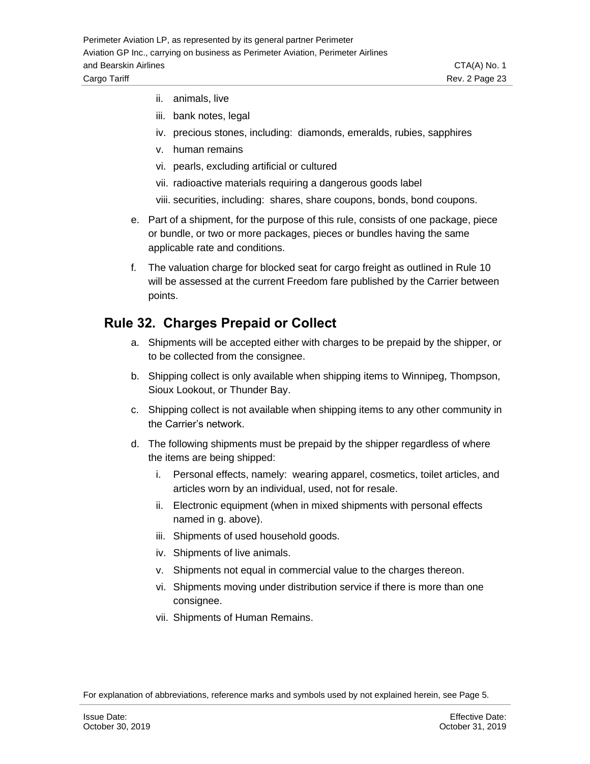ii. animals, live
    iii. bank notes, legal
    iv. precious stones, including: diamonds, emeralds, rubies, sapphires
    v. human remains
    vi. pearls, excluding artificial or cultured
    vii. radioactive materials requiring a dangerous goods label
    viii. securities, including: shares, share coupons, bonds, bond coupons.

e. Part of a shipment, for the purpose of this rule, consists of one package, piece or bundle, or two or more packages, pieces or bundles having the same applicable rate and conditions.

f. The valuation charge for blocked seat for cargo freight as outlined in Rule 10 will be assessed at the current Freedom fare published by the Carrier between points.

## Rule 32. Charges Prepaid or Collect

a. Shipments will be accepted either with charges to be prepaid by the shipper, or to be collected from the consignee.

b. Shipping collect is only available when shipping items to Winnipeg, Thompson, Sioux Lookout, or Thunder Bay.

c. Shipping collect is not available when shipping items to any other community in the Carrier's network.

d. The following shipments must be prepaid by the shipper regardless of where the items are being shipped:
    i. Personal effects, namely: wearing apparel, cosmetics, toilet articles, and articles worn by an individual, used, not for resale.
    ii. Electronic equipment (when in mixed shipments with personal effects named in g. above).
    iii. Shipments of used household goods.
    iv. Shipments of live animals.
    v. Shipments not equal in commercial value to the charges thereon.
    vi. Shipments moving under distribution service if there is more than one consignee.
    vii. Shipments of Human Remains.

For explanation of abbreviations, reference marks and symbols used by not explained herein, see Page 5.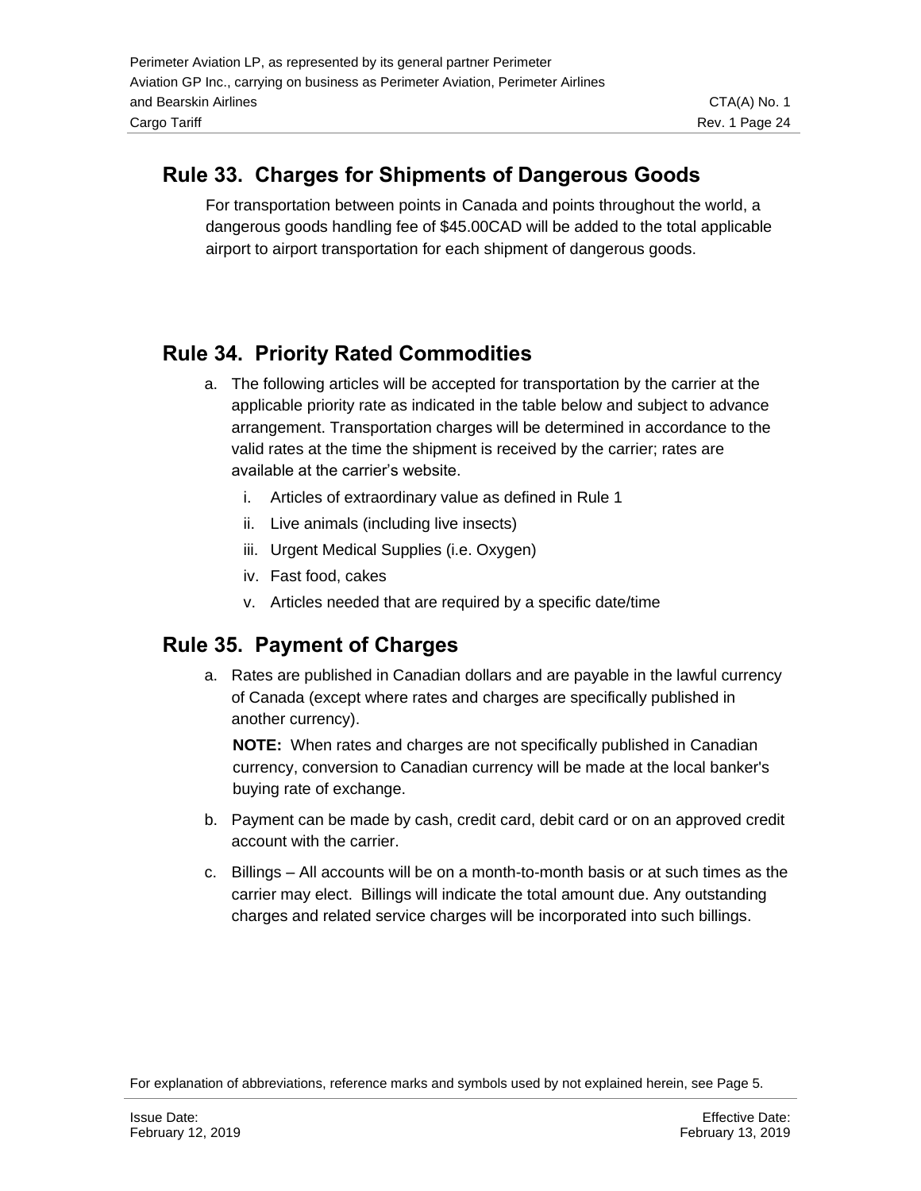## Rule 33. Charges for Shipments of Dangerous Goods

For transportation between points in Canada and points throughout the world, a dangerous goods handling fee of $45.00CAD will be added to the total applicable airport to airport transportation for each shipment of dangerous goods.

## Rule 34. Priority Rated Commodities

a. The following articles will be accepted for transportation by the carrier at the applicable priority rate as indicated in the table below and subject to advance arrangement. Transportation charges will be determined in accordance to the valid rates at the time the shipment is received by the carrier; rates are available at the carrier's website.

   i. Articles of extraordinary value as defined in Rule 1

   ii. Live animals (including live insects)

   iii. Urgent Medical Supplies (i.e. Oxygen)

   iv. Fast food, cakes

   v. Articles needed that are required by a specific date/time

## Rule 35. Payment of Charges

a. Rates are published in Canadian dollars and are payable in the lawful currency of Canada (except where rates and charges are specifically published in another currency).

   **NOTE:** When rates and charges are not specifically published in Canadian currency, conversion to Canadian currency will be made at the local banker's buying rate of exchange.

b. Payment can be made by cash, credit card, debit card or on an approved credit account with the carrier.

c. Billings – All accounts will be on a month-to-month basis or at such times as the carrier may elect. Billings will indicate the total amount due. Any outstanding charges and related service charges will be incorporated into such billings.

For explanation of abbreviations, reference marks and symbols used by not explained herein, see Page 5.

Issue Date:
February 12, 2019

Effective Date:
February 13, 2019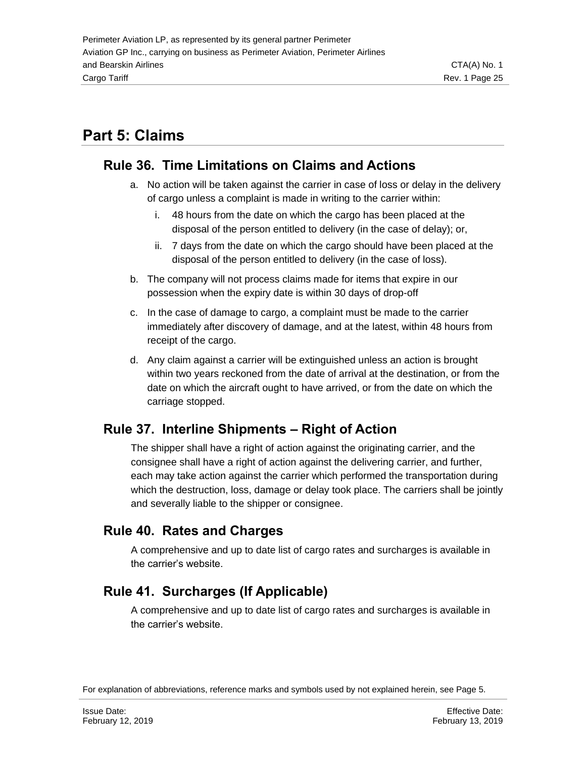# Part 5: Claims

## Rule 36. Time Limitations on Claims and Actions

a. No action will be taken against the carrier in case of loss or delay in the delivery of cargo unless a complaint is made in writing to the carrier within:

   i. 48 hours from the date on which the cargo has been placed at the disposal of the person entitled to delivery (in the case of delay); or,

   ii. 7 days from the date on which the cargo should have been placed at the disposal of the person entitled to delivery (in the case of loss).

b. The company will not process claims made for items that expire in our possession when the expiry date is within 30 days of drop-off

c. In the case of damage to cargo, a complaint must be made to the carrier immediately after discovery of damage, and at the latest, within 48 hours from receipt of the cargo.

d. Any claim against a carrier will be extinguished unless an action is brought within two years reckoned from the date of arrival at the destination, or from the date on which the aircraft ought to have arrived, or from the date on which the carriage stopped.

## Rule 37. Interline Shipments – Right of Action

The shipper shall have a right of action against the originating carrier, and the consignee shall have a right of action against the delivering carrier, and further, each may take action against the carrier which performed the transportation during which the destruction, loss, damage or delay took place. The carriers shall be jointly and severally liable to the shipper or consignee.

## Rule 40. Rates and Charges

A comprehensive and up to date list of cargo rates and surcharges is available in the carrier's website.

## Rule 41. Surcharges (If Applicable)

A comprehensive and up to date list of cargo rates and surcharges is available in the carrier's website.

For explanation of abbreviations, reference marks and symbols used by not explained herein, see Page 5.